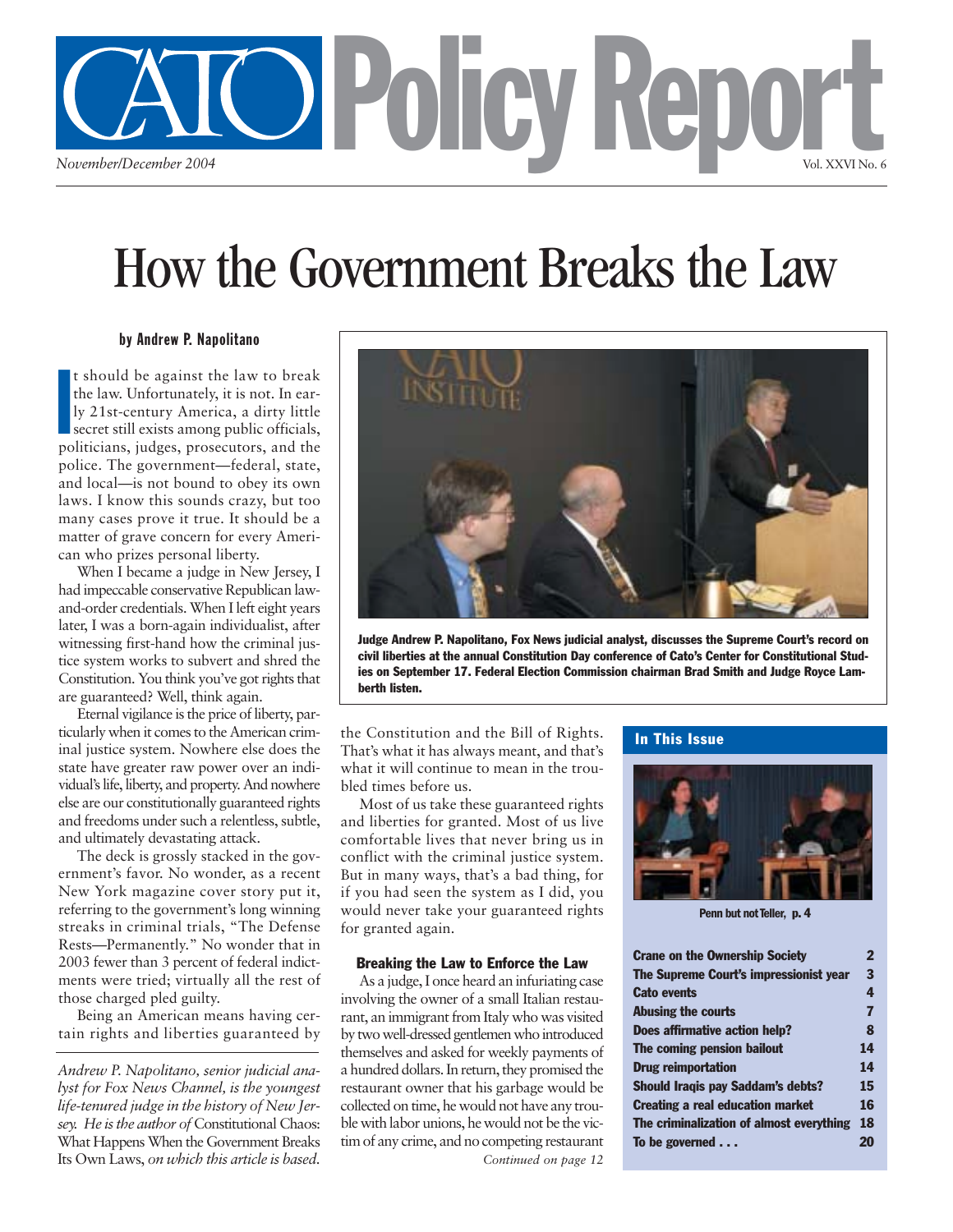# Cato Policy Report

*November/December 2004*

Vol. XXVI No. 6

# How the Government Breaks the Law

**by Andrew P. Napolitano**

It should be against the law to break the law. Unfortunately, it is not. In early 21st-century America, a dirty little secret still exists among public officials, politicians, judges, prosecutors, and the police. The government—federal, state, and local—is not bound to obey its own laws. I know this sounds crazy, but too many cases prove it true. It should be a matter of grave concern for every American who prizes personal liberty.

When I became a judge in New Jersey, I had impeccable conservative Republican law-and-order credentials. When I left eight years later, I was a born-again individualist, after witnessing first-hand how the criminal justice system works to subvert and shred the Constitution. You think you've got rights that are guaranteed? Well, think again.

Eternal vigilance is the price of liberty, particularly when it comes to the American criminal justice system. Nowhere else does the state have greater raw power over an individual's life, liberty, and property. And nowhere else are our constitutionally guaranteed rights and freedoms under such a relentless, subtle, and ultimately devastating attack.

The deck is grossly stacked in the government's favor. No wonder, as a recent New York magazine cover story put it, referring to the government's long winning streaks in criminal trials, "The Defense Rests—Permanently." No wonder that in 2003 fewer than 3 percent of federal indictments were tried; virtually all the rest of those charged pled guilty.

Being an American means having certain rights and liberties guaranteed by the Constitution and the Bill of Rights. That's what it has always meant, and that's what it will continue to mean in the troubled times before us.

Most of us take these guaranteed rights and liberties for granted. Most of us live comfortable lives that never bring us in conflict with the criminal justice system. But in many ways, that's a bad thing, for if you had seen the system as I did, you would never take your guaranteed rights for granted again.

### Breaking the Law to Enforce the Law

As a judge, I once heard an infuriating case involving the owner of a small Italian restaurant, an immigrant from Italy who was visited by two well-dressed gentlemen who introduced themselves and asked for weekly payments of a hundred dollars. In return, they promised the restaurant owner that his garbage would be collected on time, he would not have any trouble with labor unions, he would not be the victim of any crime, and no competing restaurant

*Continued on page 12*

*Andrew P. Napolitano, senior judicial analyst for Fox News Channel, is the youngest life-tenured judge in the history of New Jersey. He is the author of* Constitutional Chaos: What Happens When the Government Breaks Its Own Laws, *on which this article is based.*

**Judge Andrew P. Napolitano, Fox News judicial analyst, discusses the Supreme Court's record on civil liberties at the annual Constitution Day conference of Cato's Center for Constitutional Studies on September 17. Federal Election Commission chairman Brad Smith and Judge Royce Lamberth listen.**

## In This Issue

**Penn but not Teller, p. 4**

| | |
|---|---|
| Crane on the Ownership Society | 2 |
| The Supreme Court's impressionist year | 3 |
| Cato events | 4 |
| Abusing the courts | 7 |
| Does affirmative action help? | 8 |
| The coming pension bailout | 14 |
| Drug reimportation | 14 |
| Should Iraqis pay Saddam's debts? | 15 |
| Creating a real education market | 16 |
| The criminalization of almost everything | 18 |
| To be governed . . . | 20 |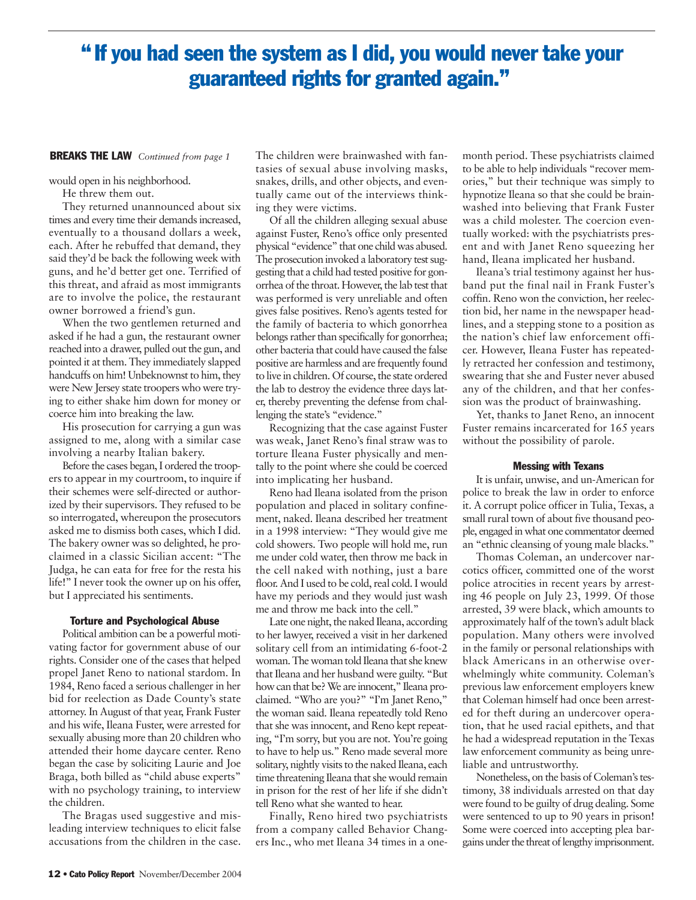# "If you had seen the system as I did, you would never take your guaranteed rights for granted again."

**BREAKS THE LAW** *Continued from page 1*

would open in his neighborhood.

He threw them out.

They returned unannounced about six times and every time their demands increased, eventually to a thousand dollars a week, each. After he rebuffed that demand, they said they'd be back the following week with guns, and he'd better get one. Terrified of this threat, and afraid as most immigrants are to involve the police, the restaurant owner borrowed a friend's gun.

When the two gentlemen returned and asked if he had a gun, the restaurant owner reached into a drawer, pulled out the gun, and pointed it at them. They immediately slapped handcuffs on him! Unbeknownst to him, they were New Jersey state troopers who were trying to either shake him down for money or coerce him into breaking the law.

His prosecution for carrying a gun was assigned to me, along with a similar case involving a nearby Italian bakery.

Before the cases began, I ordered the troopers to appear in my courtroom, to inquire if their schemes were self-directed or authorized by their supervisors. They refused to be so interrogated, whereupon the prosecutors asked me to dismiss both cases, which I did. The bakery owner was so delighted, he proclaimed in a classic Sicilian accent: "The Judga, he can eata for free for the resta his life!" I never took the owner up on his offer, but I appreciated his sentiments.

### Torture and Psychological Abuse

Political ambition can be a powerful motivating factor for government abuse of our rights. Consider one of the cases that helped propel Janet Reno to national stardom. In 1984, Reno faced a serious challenger in her bid for reelection as Dade County's state attorney. In August of that year, Frank Fuster and his wife, Ileana Fuster, were arrested for sexually abusing more than 20 children who attended their home daycare center. Reno began the case by soliciting Laurie and Joe Braga, both billed as "child abuse experts" with no psychology training, to interview the children.

The Bragas used suggestive and misleading interview techniques to elicit false accusations from the children in the case. The children were brainwashed with fantasies of sexual abuse involving masks, snakes, drills, and other objects, and eventually came out of the interviews thinking they were victims.

Of all the children alleging sexual abuse against Fuster, Reno's office only presented physical "evidence" that one child was abused. The prosecution invoked a laboratory test suggesting that a child had tested positive for gonorrhea of the throat. However, the lab test that was performed is very unreliable and often gives false positives. Reno's agents tested for the family of bacteria to which gonorrhea belongs rather than specifically for gonorrhea; other bacteria that could have caused the false positive are harmless and are frequently found to live in children. Of course, the state ordered the lab to destroy the evidence three days later, thereby preventing the defense from challenging the state's "evidence."

Recognizing that the case against Fuster was weak, Janet Reno's final straw was to torture Ileana Fuster physically and mentally to the point where she could be coerced into implicating her husband.

Reno had Ileana isolated from the prison population and placed in solitary confinement, naked. Ileana described her treatment in a 1998 interview: "They would give me cold showers. Two people will hold me, run me under cold water, then throw me back in the cell naked with nothing, just a bare floor. And I used to be cold, real cold. I would have my periods and they would just wash me and throw me back into the cell."

Late one night, the naked Ileana, according to her lawyer, received a visit in her darkened solitary cell from an intimidating 6-foot-2 woman. The woman told Ileana that she knew that Ileana and her husband were guilty. "But how can that be? We are innocent," Ileana proclaimed. "Who are you?" "I'm Janet Reno," the woman said. Ileana repeatedly told Reno that she was innocent, and Reno kept repeating, "I'm sorry, but you are not. You're going to have to help us." Reno made several more solitary, nightly visits to the naked Ileana, each time threatening Ileana that she would remain in prison for the rest of her life if she didn't tell Reno what she wanted to hear.

Finally, Reno hired two psychiatrists from a company called Behavior Changers Inc., who met Ileana 34 times in a one-month period. These psychiatrists claimed to be able to help individuals "recover memories," but their technique was simply to hypnotize Ileana so that she could be brainwashed into believing that Frank Fuster was a child molester. The coercion eventually worked: with the psychiatrists present and with Janet Reno squeezing her hand, Ileana implicated her husband.

Ileana's trial testimony against her husband put the final nail in Frank Fuster's coffin. Reno won the conviction, her reelection bid, her name in the newspaper headlines, and a stepping stone to a position as the nation's chief law enforcement officer. However, Ileana Fuster has repeatedly retracted her confession and testimony, swearing that she and Fuster never abused any of the children, and that her confession was the product of brainwashing.

Yet, thanks to Janet Reno, an innocent Fuster remains incarcerated for 165 years without the possibility of parole.

### Messing with Texans

It is unfair, unwise, and un-American for police to break the law in order to enforce it. A corrupt police officer in Tulia, Texas, a small rural town of about five thousand people, engaged in what one commentator deemed an "ethnic cleansing of young male blacks."

Thomas Coleman, an undercover narcotics officer, committed one of the worst police atrocities in recent years by arresting 46 people on July 23, 1999. Of those arrested, 39 were black, which amounts to approximately half of the town's adult black population. Many others were involved in the family or personal relationships with black Americans in an otherwise overwhelmingly white community. Coleman's previous law enforcement employers knew that Coleman himself had once been arrested for theft during an undercover operation, that he used racial epithets, and that he had a widespread reputation in the Texas law enforcement community as being unreliable and untrustworthy.

Nonetheless, on the basis of Coleman's testimony, 38 individuals arrested on that day were found to be guilty of drug dealing. Some were sentenced to up to 90 years in prison! Some were coerced into accepting plea bargains under the threat of lengthy imprisonment.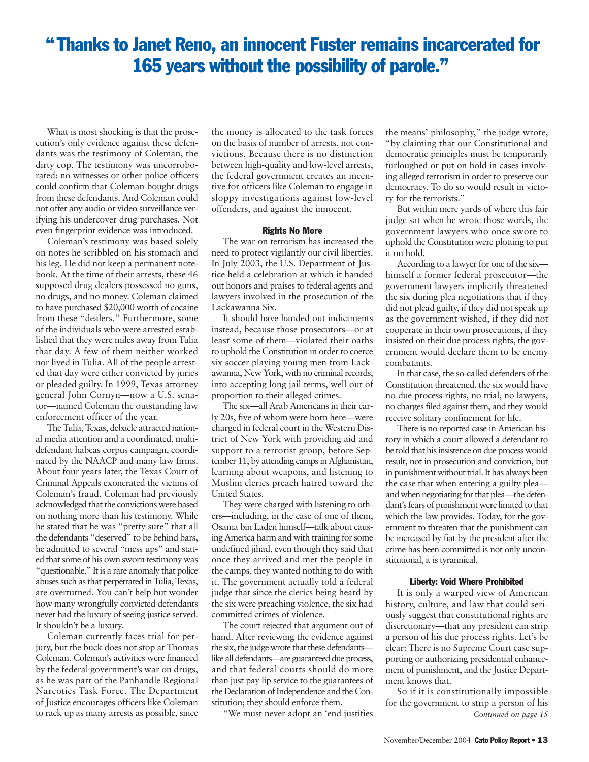# "Thanks to Janet Reno, an innocent Fuster remains incarcerated for 165 years without the possibility of parole."

What is most shocking is that the prosecution's only evidence against these defendants was the testimony of Coleman, the dirty cop. The testimony was uncorroborated: no witnesses or other police officers could confirm that Coleman bought drugs from these defendants. And Coleman could not offer any audio or video surveillance verifying his undercover drug purchases. Not even fingerprint evidence was introduced.

Coleman's testimony was based solely on notes he scribbled on his stomach and his leg. He did not keep a permanent notebook. At the time of their arrests, these 46 supposed drug dealers possessed no guns, no drugs, and no money. Coleman claimed to have purchased $20,000 worth of cocaine from these "dealers." Furthermore, some of the individuals who were arrested established that they were miles away from Tulia that day. A few of them neither worked nor lived in Tulia. All of the people arrested that day were either convicted by juries or pleaded guilty. In 1999, Texas attorney general John Cornyn—now a U.S. senator—named Coleman the outstanding law enforcement officer of the year.

The Tulia, Texas, debacle attracted national media attention and a coordinated, multidefendant habeas corpus campaign, coordinated by the NAACP and many law firms. About four years later, the Texas Court of Criminal Appeals exonerated the victims of Coleman's fraud. Coleman had previously acknowledged that the convictions were based on nothing more than his testimony. While he stated that he was "pretty sure" that all the defendants "deserved" to be behind bars, he admitted to several "mess ups" and stated that some of his own sworn testimony was "questionable." It is a rare anomaly that police abuses such as that perpetrated in Tulia, Texas, are overturned. You can't help but wonder how many wrongfully convicted defendants never had the luxury of seeing justice served. It shouldn't be a luxury.

Coleman currently faces trial for perjury, but the buck does not stop at Thomas Coleman. Coleman's activities were financed by the federal government's war on drugs, as he was part of the Panhandle Regional Narcotics Task Force. The Department of Justice encourages officers like Coleman to rack up as many arrests as possible, since the money is allocated to the task forces on the basis of number of arrests, not convictions. Because there is no distinction between high-quality and low-level arrests, the federal government creates an incentive for officers like Coleman to engage in sloppy investigations against low-level offenders, and against the innocent.

### Rights No More

The war on terrorism has increased the need to protect vigilantly our civil liberties. In July 2003, the U.S. Department of Justice held a celebration at which it handed out honors and praises to federal agents and lawyers involved in the prosecution of the Lackawanna Six.

It should have handed out indictments instead, because those prosecutors—or at least some of them—violated their oaths to uphold the Constitution in order to coerce six soccer-playing young men from Lackawanna, New York, with no criminal records, into accepting long jail terms, well out of proportion to their alleged crimes.

The six—all Arab Americans in their early 20s, five of whom were born here—were charged in federal court in the Western District of New York with providing aid and support to a terrorist group, before September 11, by attending camps in Afghanistan, learning about weapons, and listening to Muslim clerics preach hatred toward the United States.

They were charged with listening to others—including, in the case of one of them, Osama bin Laden himself—talk about causing America harm and with training for some undefined jihad, even though they said that once they arrived and met the people in the camps, they wanted nothing to do with it. The government actually told a federal judge that since the clerics being heard by the six were preaching violence, the six had committed crimes of violence.

The court rejected that argument out of hand. After reviewing the evidence against the six, the judge wrote that these defendants—like all defendants—are guaranteed due process, and that federal courts should do more than just pay lip service to the guarantees of the Declaration of Independence and the Constitution; they should enforce them.

"We must never adopt an 'end justifies the means' philosophy," the judge wrote, "by claiming that our Constitutional and democratic principles must be temporarily furloughed or put on hold in cases involving alleged terrorism in order to preserve our democracy. To do so would result in victory for the terrorists."

But within mere yards of where this fair judge sat when he wrote those words, the government lawyers who once swore to uphold the Constitution were plotting to put it on hold.

According to a lawyer for one of the six—himself a former federal prosecutor—the government lawyers implicitly threatened the six during plea negotiations that if they did not plead guilty, if they did not speak up as the government wished, if they did not cooperate in their own prosecutions, if they insisted on their due process rights, the government would declare them to be enemy combatants.

In that case, the so-called defenders of the Constitution threatened, the six would have no due process rights, no trial, no lawyers, no charges filed against them, and they would receive solitary confinement for life.

There is no reported case in American history in which a court allowed a defendant to be told that his insistence on due process would result, not in prosecution and conviction, but in punishment without trial. It has always been the case that when entering a guilty plea—and when negotiating for that plea—the defendant's fears of punishment were limited to that which the law provides. Today, for the government to threaten that the punishment can be increased by fiat by the president after the crime has been committed is not only unconstitutional, it is tyrannical.

### Liberty: Void Where Prohibited

It is only a warped view of American history, culture, and law that could seriously suggest that constitutional rights are discretionary—that any president can strip a person of his due process rights. Let's be clear: There is no Supreme Court case supporting or authorizing presidential enhancement of punishment, and the Justice Department knows that.

So if it is constitutionally impossible for the government to strip a person of his

*Continued on page 15*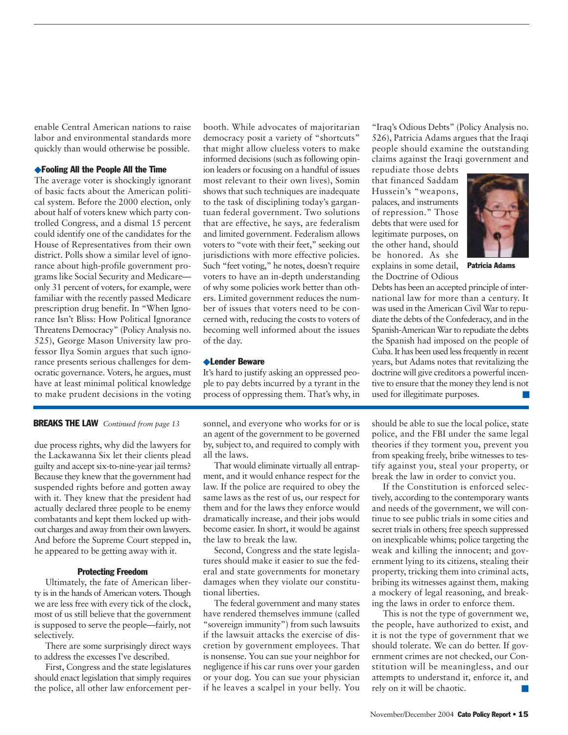enable Central American nations to raise labor and environmental standards more quickly than would otherwise be possible.

### ◆Fooling All the People All the Time

The average voter is shockingly ignorant of basic facts about the American political system. Before the 2000 election, only about half of voters knew which party controlled Congress, and a dismal 15 percent could identify one of the candidates for the House of Representatives from their own district. Polls show a similar level of ignorance about high-profile government programs like Social Security and Medicare—only 31 percent of voters, for example, were familiar with the recently passed Medicare prescription drug benefit. In "When Ignorance Isn't Bliss: How Political Ignorance Threatens Democracy" (Policy Analysis no. 525), George Mason University law professor Ilya Somin argues that such ignorance presents serious challenges for democratic governance. Voters, he argues, must have at least minimal political knowledge to make prudent decisions in the voting booth. While advocates of majoritarian democracy posit a variety of "shortcuts" that might allow clueless voters to make informed decisions (such as following opinion leaders or focusing on a handful of issues most relevant to their own lives), Somin shows that such techniques are inadequate to the task of disciplining today's gargantuan federal government. Two solutions that are effective, he says, are federalism and limited government. Federalism allows voters to "vote with their feet," seeking out jurisdictions with more effective policies. Such "feet voting," he notes, doesn't require voters to have an in-depth understanding of why some policies work better than others. Limited government reduces the number of issues that voters need to be concerned with, reducing the costs to voters of becoming well informed about the issues of the day.

### ◆Lender Beware

It's hard to justify asking an oppressed people to pay debts incurred by a tyrant in the process of oppressing them. That's why, in "Iraq's Odious Debts" (Policy Analysis no. 526), Patricia Adams argues that the Iraqi people should examine the outstanding claims against the Iraqi government and repudiate those debts that financed Saddam Hussein's "weapons, palaces, and instruments of repression." Those debts that were used for legitimate purposes, on the other hand, should be honored. As she explains in some detail, the Doctrine of Odious Debts has been an accepted principle of international law for more than a century. It was used in the American Civil War to repudiate the debts of the Confederacy, and in the Spanish-American War to repudiate the debts the Spanish had imposed on the people of Cuba. It has been used less frequently in recent years, but Adams notes that revitalizing the doctrine will give creditors a powerful incentive to ensure that the money they lend is not used for illegitimate purposes. ■

**Patricia Adams**

---

**BREAKS THE LAW** *Continued from page 13*

due process rights, why did the lawyers for the Lackawanna Six let their clients plead guilty and accept six-to-nine-year jail terms? Because they knew that the government had suspended rights before and gotten away with it. They knew that the president had actually declared three people to be enemy combatants and kept them locked up without charges and away from their own lawyers. And before the Supreme Court stepped in, he appeared to be getting away with it.

#### Protecting Freedom

Ultimately, the fate of American liberty is in the hands of American voters. Though we are less free with every tick of the clock, most of us still believe that the government is supposed to serve the people—fairly, not selectively.

There are some surprisingly direct ways to address the excesses I've described.

First, Congress and the state legislatures should enact legislation that simply requires the police, all other law enforcement personnel, and everyone who works for or is an agent of the government to be governed by, subject to, and required to comply with all the laws.

That would eliminate virtually all entrapment, and it would enhance respect for the law. If the police are required to obey the same laws as the rest of us, our respect for them and for the laws they enforce would dramatically increase, and their jobs would become easier. In short, it would be against the law to break the law.

Second, Congress and the state legislatures should make it easier to sue the federal and state governments for monetary damages when they violate our constitutional liberties.

The federal government and many states have rendered themselves immune (called "sovereign immunity") from such lawsuits if the lawsuit attacks the exercise of discretion by government employees. That is nonsense. You can sue your neighbor for negligence if his car runs over your garden or your dog. You can sue your physician if he leaves a scalpel in your belly. You should be able to sue the local police, state police, and the FBI under the same legal theories if they torment you, prevent you from speaking freely, bribe witnesses to testify against you, steal your property, or break the law in order to convict you.

If the Constitution is enforced selectively, according to the contemporary wants and needs of the government, we will continue to see public trials in some cities and secret trials in others; free speech suppressed on inexplicable whims; police targeting the weak and killing the innocent; and government lying to its citizens, stealing their property, tricking them into criminal acts, bribing its witnesses against them, making a mockery of legal reasoning, and breaking the laws in order to enforce them.

This is not the type of government we, the people, have authorized to exist, and it is not the type of government that we should tolerate. We can do better. If government crimes are not checked, our Constitution will be meaningless, and our attempts to understand it, enforce it, and rely on it will be chaotic. ■